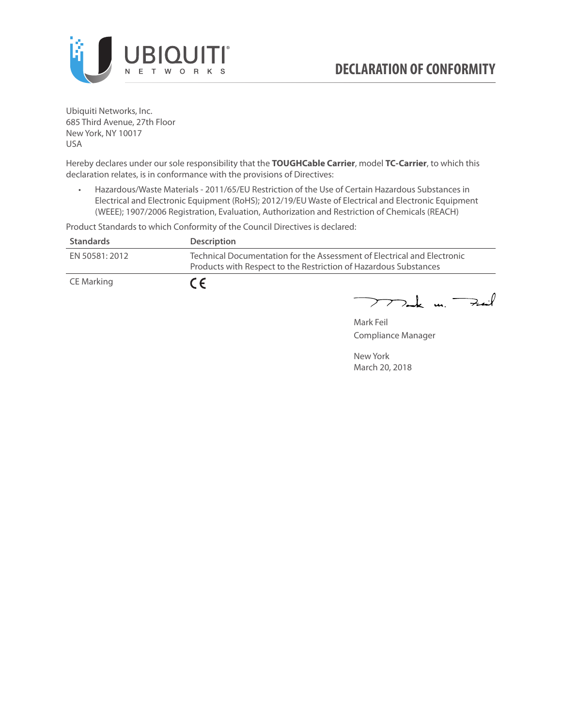# DECLARATION OF CONFORMITY

Ubiquiti Networks, Inc.
685 Third Avenue, 27th Floor
New York, NY 10017
USA

Hereby declares under our sole responsibility that the **TOUGHCable Carrier**, model **TC-Carrier**, to which this declaration relates, is in conformance with the provisions of Directives:

- Hazardous/Waste Materials - 2011/65/EU Restriction of the Use of Certain Hazardous Substances in Electrical and Electronic Equipment (RoHS); 2012/19/EU Waste of Electrical and Electronic Equipment (WEEE); 1907/2006 Registration, Evaluation, Authorization and Restriction of Chemicals (REACH)

Product Standards to which Conformity of the Council Directives is declared:

| Standards | Description |
|---|---|
| EN 50581: 2012 | Technical Documentation for the Assessment of Electrical and Electronic Products with Respect to the Restriction of Hazardous Substances |
| CE Marking | CE |

Mark Feil
Compliance Manager

New York
March 20, 2018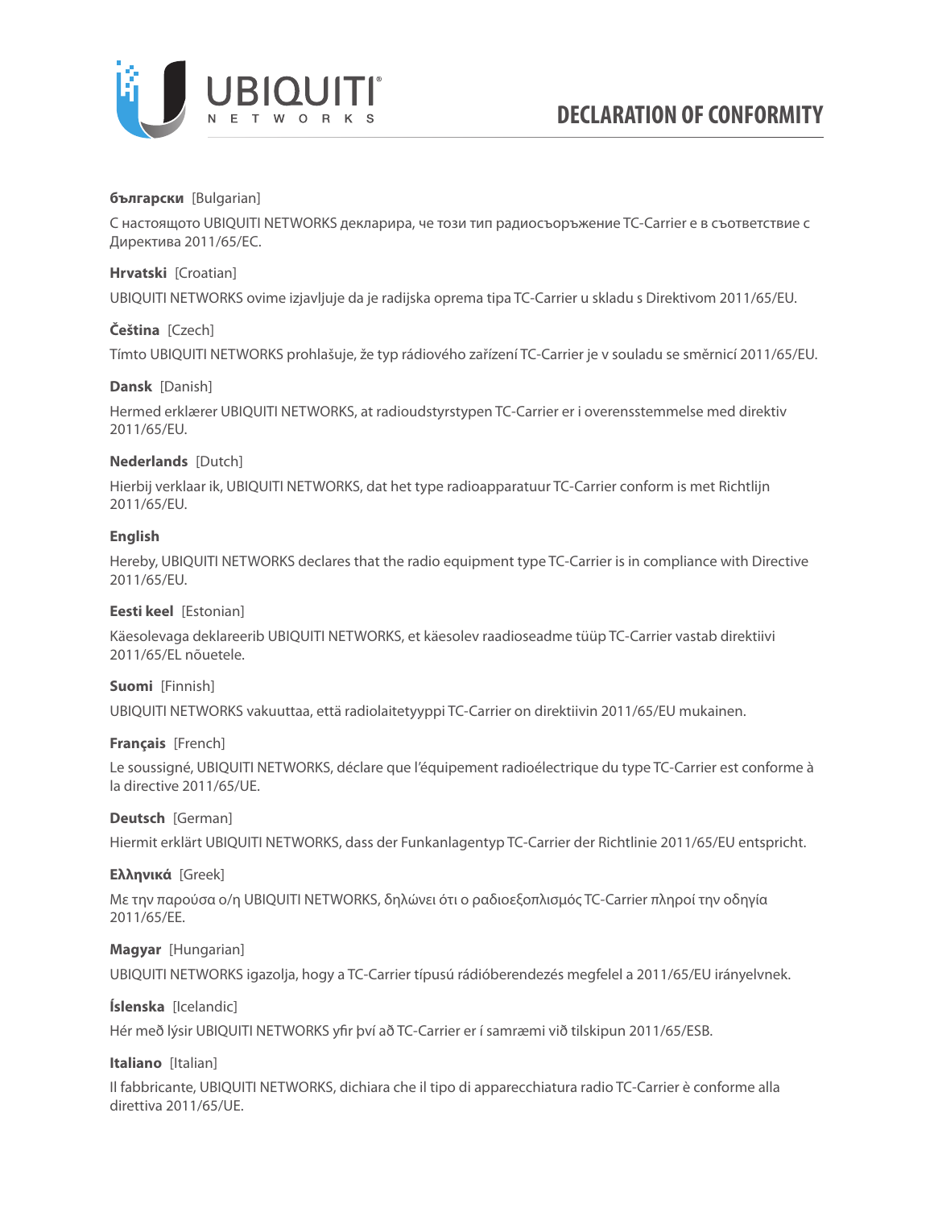# DECLARATION OF CONFORMITY

**български** [Bulgarian]

С настоящото UBIQUITI NETWORKS декларира, че този тип радиосъоръжение TC-Carrier е в съответствие с Директива 2011/65/ЕС.

**Hrvatski** [Croatian]

UBIQUITI NETWORKS ovime izjavljuje da je radijska oprema tipa TC-Carrier u skladu s Direktivom 2011/65/EU.

**Čeština** [Czech]

Tímto UBIQUITI NETWORKS prohlašuje, že typ rádiového zařízení TC-Carrier je v souladu se směrnicí 2011/65/EU.

**Dansk** [Danish]

Hermed erklærer UBIQUITI NETWORKS, at radioudstyrstypen TC-Carrier er i overensstemmelse med direktiv 2011/65/EU.

**Nederlands** [Dutch]

Hierbij verklaar ik, UBIQUITI NETWORKS, dat het type radioapparatuur TC-Carrier conform is met Richtlijn 2011/65/EU.

**English**

Hereby, UBIQUITI NETWORKS declares that the radio equipment type TC-Carrier is in compliance with Directive 2011/65/EU.

**Eesti keel** [Estonian]

Käesolevaga deklareerib UBIQUITI NETWORKS, et käesolev raadioseadme tüüp TC-Carrier vastab direktiivi 2011/65/EL nõuetele.

**Suomi** [Finnish]

UBIQUITI NETWORKS vakuuttaa, että radiolaitetyyppi TC-Carrier on direktiivin 2011/65/EU mukainen.

**Français** [French]

Le soussigné, UBIQUITI NETWORKS, déclare que l'équipement radioélectrique du type TC-Carrier est conforme à la directive 2011/65/UE.

**Deutsch** [German]

Hiermit erklärt UBIQUITI NETWORKS, dass der Funkanlagentyp TC-Carrier der Richtlinie 2011/65/EU entspricht.

**Ελληνικά** [Greek]

Με την παρούσα ο/η UBIQUITI NETWORKS, δηλώνει ότι ο ραδιοεξοπλισμός TC-Carrier πληροί την οδηγία 2011/65/ΕΕ.

**Magyar** [Hungarian]

UBIQUITI NETWORKS igazolja, hogy a TC-Carrier típusú rádióberendezés megfelel a 2011/65/EU irányelvnek.

**Íslenska** [Icelandic]

Hér með lýsir UBIQUITI NETWORKS yfir því að TC-Carrier er í samræmi við tilskipun 2011/65/ESB.

**Italiano** [Italian]

Il fabbricante, UBIQUITI NETWORKS, dichiara che il tipo di apparecchiatura radio TC-Carrier è conforme alla direttiva 2011/65/UE.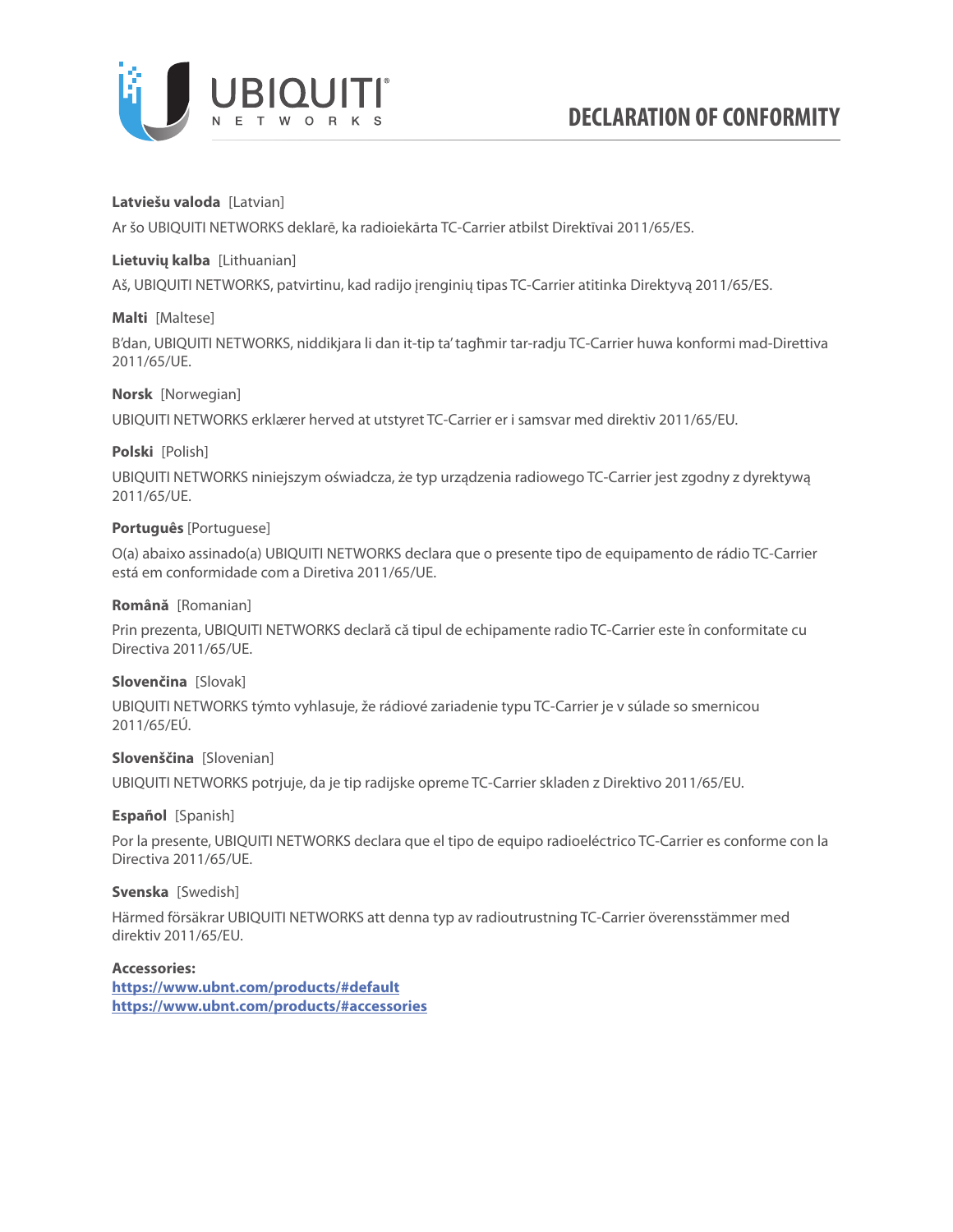**Latviešu valoda** [Latvian]

Ar šo UBIQUITI NETWORKS deklarē, ka radioiekārta TC-Carrier atbilst Direktīvai 2011/65/ES.

**Lietuvių kalba** [Lithuanian]

Aš, UBIQUITI NETWORKS, patvirtinu, kad radijo įrenginių tipas TC-Carrier atitinka Direktyvą 2011/65/ES.

**Malti** [Maltese]

B'dan, UBIQUITI NETWORKS, niddikjara li dan it-tip ta' tagħmir tar-radju TC-Carrier huwa konformi mad-Direttiva 2011/65/UE.

**Norsk** [Norwegian]

UBIQUITI NETWORKS erklærer herved at utstyret TC-Carrier er i samsvar med direktiv 2011/65/EU.

**Polski** [Polish]

UBIQUITI NETWORKS niniejszym oświadcza, że typ urządzenia radiowego TC-Carrier jest zgodny z dyrektywą 2011/65/UE.

**Português** [Portuguese]

O(a) abaixo assinado(a) UBIQUITI NETWORKS declara que o presente tipo de equipamento de rádio TC-Carrier está em conformidade com a Diretiva 2011/65/UE.

**Română** [Romanian]

Prin prezenta, UBIQUITI NETWORKS declară că tipul de echipamente radio TC-Carrier este în conformitate cu Directiva 2011/65/UE.

**Slovenčina** [Slovak]

UBIQUITI NETWORKS týmto vyhlasuje, že rádiové zariadenie typu TC-Carrier je v súlade so smernicou 2011/65/EÚ.

**Slovenščina** [Slovenian]

UBIQUITI NETWORKS potrjuje, da je tip radijske opreme TC-Carrier skladen z Direktivo 2011/65/EU.

**Español** [Spanish]

Por la presente, UBIQUITI NETWORKS declara que el tipo de equipo radioeléctrico TC-Carrier es conforme con la Directiva 2011/65/UE.

**Svenska** [Swedish]

Härmed försäkrar UBIQUITI NETWORKS att denna typ av radioutrustning TC-Carrier överensstämmer med direktiv 2011/65/EU.

**Accessories:**
**https://www.ubnt.com/products/#default**
**https://www.ubnt.com/products/#accessories**